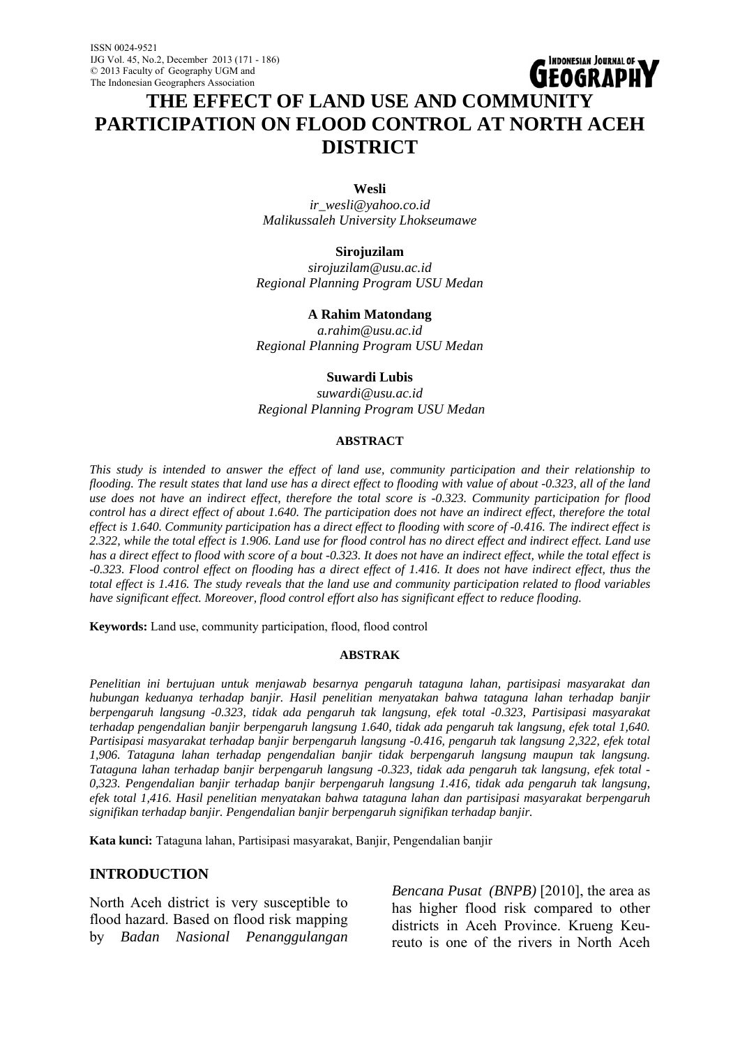# THE EFFECT OF LAND USE AND COMMUNITY PARTICIPATION ON FLOOD CONTROL AT NORTH ACEH DISTRICT

**Wesli**
*ir_wesli@yahoo.co.id*
*Malikussaleh University Lhokseumawe*

**Sirojuzilam**
*sirojuzilam@usu.ac.id*
*Regional Planning Program USU Medan*

**A Rahim Matondang**
*a.rahim@usu.ac.id*
*Regional Planning Program USU Medan*

**Suwardi Lubis**
*suwardi@usu.ac.id*
*Regional Planning Program USU Medan*

#### ABSTRACT

*This study is intended to answer the effect of land use, community participation and their relationship to flooding. The result states that land use has a direct effect to flooding with value of about -0.323, all of the land use does not have an indirect effect, therefore the total score is -0.323. Community participation for flood control has a direct effect of about 1.640. The participation does not have an indirect effect, therefore the total effect is 1.640. Community participation has a direct effect to flooding with score of -0.416. The indirect effect is 2.322, while the total effect is 1.906. Land use for flood control has no direct effect and indirect effect. Land use has a direct effect to flood with score of a bout -0.323. It does not have an indirect effect, while the total effect is -0.323. Flood control effect on flooding has a direct effect of 1.416. It does not have indirect effect, thus the total effect is 1.416. The study reveals that the land use and community participation related to flood variables have significant effect. Moreover, flood control effort also has significant effect to reduce flooding.*

**Keywords:** Land use, community participation, flood, flood control

#### ABSTRAK

*Penelitian ini bertujuan untuk menjawab besarnya pengaruh tataguna lahan, partisipasi masyarakat dan hubungan keduanya terhadap banjir. Hasil penelitian menyatakan bahwa tataguna lahan terhadap banjir berpengaruh langsung -0.323, tidak ada pengaruh tak langsung, efek total -0.323, Partisipasi masyarakat terhadap pengendalian banjir berpengaruh langsung 1.640, tidak ada pengaruh tak langsung, efek total 1,640. Partisipasi masyarakat terhadap banjir berpengaruh langsung -0.416, pengaruh tak langsung 2,322, efek total 1,906. Tataguna lahan terhadap pengendalian banjir tidak berpengaruh langsung maupun tak langsung. Tataguna lahan terhadap banjir berpengaruh langsung -0.323, tidak ada pengaruh tak langsung, efek total -0,323. Pengendalian banjir terhadap banjir berpengaruh langsung 1.416, tidak ada pengaruh tak langsung, efek total 1,416. Hasil penelitian menyatakan bahwa tataguna lahan dan partisipasi masyarakat berpengaruh signifikan terhadap banjir. Pengendalian banjir berpengaruh signifikan terhadap banjir.*

**Kata kunci:** Tataguna lahan, Partisipasi masyarakat, Banjir, Pengendalian banjir

## INTRODUCTION

North Aceh district is very susceptible to flood hazard. Based on flood risk mapping by *Badan Nasional Penanggulangan Bencana Pusat (BNPB)* [2010], the area as has higher flood risk compared to other districts in Aceh Province. Krueng Keureuto is one of the rivers in North Aceh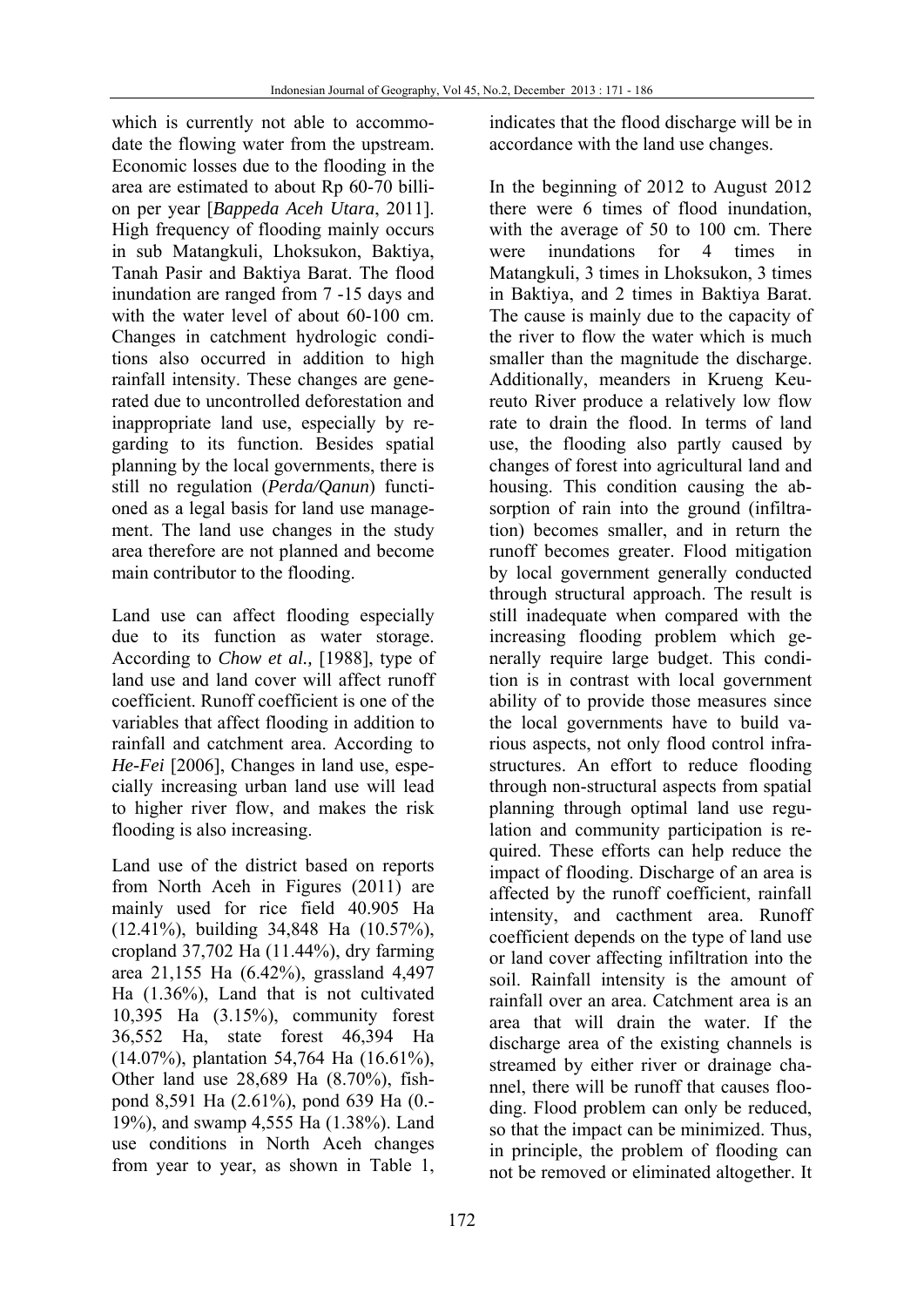which is currently not able to accommodate the flowing water from the upstream. Economic losses due to the flooding in the area are estimated to about Rp 60-70 billion per year [*Bappeda Aceh Utara*, 2011]. High frequency of flooding mainly occurs in sub Matangkuli, Lhoksukon, Baktiya, Tanah Pasir and Baktiya Barat. The flood inundation are ranged from 7 -15 days and with the water level of about 60-100 cm. Changes in catchment hydrologic conditions also occurred in addition to high rainfall intensity. These changes are generated due to uncontrolled deforestation and inappropriate land use, especially by regarding to its function. Besides spatial planning by the local governments, there is still no regulation (*Perda/Qanun*) functioned as a legal basis for land use management. The land use changes in the study area therefore are not planned and become main contributor to the flooding.

Land use can affect flooding especially due to its function as water storage. According to *Chow et al.,* [1988], type of land use and land cover will affect runoff coefficient. Runoff coefficient is one of the variables that affect flooding in addition to rainfall and catchment area. According to *He-Fei* [2006], Changes in land use, especially increasing urban land use will lead to higher river flow, and makes the risk flooding is also increasing.

Land use of the district based on reports from North Aceh in Figures (2011) are mainly used for rice field 40.905 Ha (12.41%), building 34,848 Ha (10.57%), cropland 37,702 Ha (11.44%), dry farming area 21,155 Ha (6.42%), grassland 4,497 Ha (1.36%), Land that is not cultivated 10,395 Ha (3.15%), community forest 36,552 Ha, state forest 46,394 Ha (14.07%), plantation 54,764 Ha (16.61%), Other land use 28,689 Ha (8.70%), fishpond 8,591 Ha (2.61%), pond 639 Ha (0.-19%), and swamp 4,555 Ha (1.38%). Land use conditions in North Aceh changes from year to year, as shown in Table 1, indicates that the flood discharge will be in accordance with the land use changes.

In the beginning of 2012 to August 2012 there were 6 times of flood inundation, with the average of 50 to 100 cm. There were inundations for 4 times in Matangkuli, 3 times in Lhoksukon, 3 times in Baktiya, and 2 times in Baktiya Barat. The cause is mainly due to the capacity of the river to flow the water which is much smaller than the magnitude the discharge. Additionally, meanders in Krueng Keureuto River produce a relatively low flow rate to drain the flood. In terms of land use, the flooding also partly caused by changes of forest into agricultural land and housing. This condition causing the absorption of rain into the ground (infiltration) becomes smaller, and in return the runoff becomes greater. Flood mitigation by local government generally conducted through structural approach. The result is still inadequate when compared with the increasing flooding problem which generally require large budget. This condition is in contrast with local government ability of to provide those measures since the local governments have to build various aspects, not only flood control infrastructures. An effort to reduce flooding through non-structural aspects from spatial planning through optimal land use regulation and community participation is required. These efforts can help reduce the impact of flooding. Discharge of an area is affected by the runoff coefficient, rainfall intensity, and cacthment area. Runoff coefficient depends on the type of land use or land cover affecting infiltration into the soil. Rainfall intensity is the amount of rainfall over an area. Catchment area is an area that will drain the water. If the discharge area of the existing channels is streamed by either river or drainage channel, there will be runoff that causes flooding. Flood problem can only be reduced, so that the impact can be minimized. Thus, in principle, the problem of flooding can not be removed or eliminated altogether. It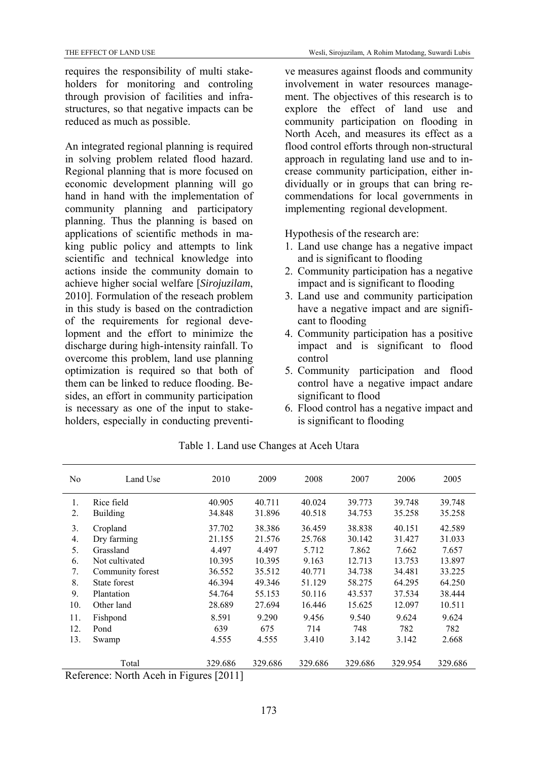requires the responsibility of multi stakeholders for monitoring and controling through provision of facilities and infrastructures, so that negative impacts can be reduced as much as possible.

An integrated regional planning is required in solving problem related flood hazard. Regional planning that is more focused on economic development planning will go hand in hand with the implementation of community planning and participatory planning. Thus the planning is based on applications of scientific methods in making public policy and attempts to link scientific and technical knowledge into actions inside the community domain to achieve higher social welfare [*Sirojuzilam*, 2010]. Formulation of the reseach problem in this study is based on the contradiction of the requirements for regional development and the effort to minimize the discharge during high-intensity rainfall. To overcome this problem, land use planning optimization is required so that both of them can be linked to reduce flooding. Besides, an effort in community participation is necessary as one of the input to stakeholders, especially in conducting preventive measures against floods and community involvement in water resources management. The objectives of this research is to explore the effect of land use and community participation on flooding in North Aceh, and measures its effect as a flood control efforts through non-structural approach in regulating land use and to increase community participation, either individually or in groups that can bring recommendations for local governments in implementing regional development.

Hypothesis of the research are:

1. Land use change has a negative impact and is significant to flooding
2. Community participation has a negative impact and is significant to flooding
3. Land use and community participation have a negative impact and are significant to flooding
4. Community participation has a positive impact and is significant to flood control
5. Community participation and flood control have a negative impact andare significant to flood
6. Flood control has a negative impact and is significant to flooding

Table 1. Land use Changes at Aceh Utara

| No | Land Use | 2010 | 2009 | 2008 | 2007 | 2006 | 2005 |
|---|---|---|---|---|---|---|---|
| 1. | Rice field | 40.905 | 40.711 | 40.024 | 39.773 | 39.748 | 39.748 |
| 2. | Building | 34.848 | 31.896 | 40.518 | 34.753 | 35.258 | 35.258 |
| 3. | Cropland | 37.702 | 38.386 | 36.459 | 38.838 | 40.151 | 42.589 |
| 4. | Dry farming | 21.155 | 21.576 | 25.768 | 30.142 | 31.427 | 31.033 |
| 5. | Grassland | 4.497 | 4.497 | 5.712 | 7.862 | 7.662 | 7.657 |
| 6. | Not cultivated | 10.395 | 10.395 | 9.163 | 12.713 | 13.753 | 13.897 |
| 7. | Community forest | 36.552 | 35.512 | 40.771 | 34.738 | 34.481 | 33.225 |
| 8. | State forest | 46.394 | 49.346 | 51.129 | 58.275 | 64.295 | 64.250 |
| 9. | Plantation | 54.764 | 55.153 | 50.116 | 43.537 | 37.534 | 38.444 |
| 10. | Other land | 28.689 | 27.694 | 16.446 | 15.625 | 12.097 | 10.511 |
| 11. | Fishpond | 8.591 | 9.290 | 9.456 | 9.540 | 9.624 | 9.624 |
| 12. | Pond | 639 | 675 | 714 | 748 | 782 | 782 |
| 13. | Swamp | 4.555 | 4.555 | 3.410 | 3.142 | 3.142 | 2.668 |
| | Total | 329.686 | 329.686 | 329.686 | 329.686 | 329.954 | 329.686 |

Reference: North Aceh in Figures [2011]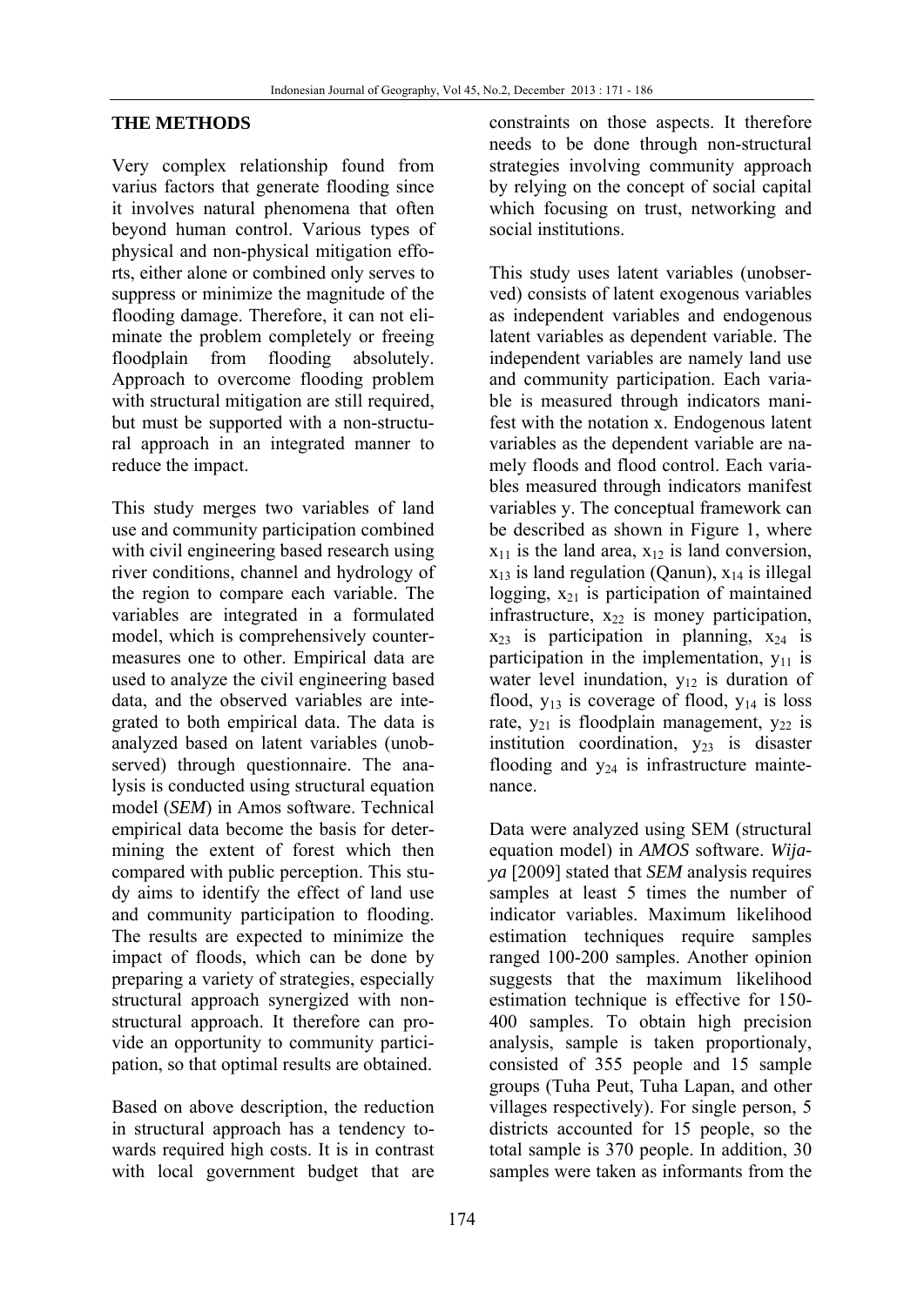## THE METHODS

Very complex relationship found from varius factors that generate flooding since it involves natural phenomena that often beyond human control. Various types of physical and non-physical mitigation efforts, either alone or combined only serves to suppress or minimize the magnitude of the flooding damage. Therefore, it can not eliminate the problem completely or freeing floodplain from flooding absolutely. Approach to overcome flooding problem with structural mitigation are still required, but must be supported with a non-structural approach in an integrated manner to reduce the impact.

This study merges two variables of land use and community participation combined with civil engineering based research using river conditions, channel and hydrology of the region to compare each variable. The variables are integrated in a formulated model, which is comprehensively countermeasures one to other. Empirical data are used to analyze the civil engineering based data, and the observed variables are integrated to both empirical data. The data is analyzed based on latent variables (unobserved) through questionnaire. The analysis is conducted using structural equation model (*SEM*) in Amos software. Technical empirical data become the basis for determining the extent of forest which then compared with public perception. This study aims to identify the effect of land use and community participation to flooding. The results are expected to minimize the impact of floods, which can be done by preparing a variety of strategies, especially structural approach synergized with non-structural approach. It therefore can provide an opportunity to community participation, so that optimal results are obtained.

Based on above description, the reduction in structural approach has a tendency towards required high costs. It is in contrast with local government budget that are constraints on those aspects. It therefore needs to be done through non-structural strategies involving community approach by relying on the concept of social capital which focusing on trust, networking and social institutions.

This study uses latent variables (unobserved) consists of latent exogenous variables as independent variables and endogenous latent variables as dependent variable. The independent variables are namely land use and community participation. Each variable is measured through indicators manifest with the notation x. Endogenous latent variables as the dependent variable are namely floods and flood control. Each variables measured through indicators manifest variables y. The conceptual framework can be described as shown in Figure 1, where $x_{11}$ is the land area, $x_{12}$ land conversion, $x_{13}$ is land regulation (Qanun), $x_{14}$ is illegal logging, $x_{21}$ is participation of maintained infrastructure, $x_{22}$ is money participation, $x_{23}$ is participation in planning, $x_{24}$ is participation in the implementation, $y_{11}$ is water level inundation, $y_{12}$ is duration of flood, $y_{13}$ is coverage of flood, $y_{14}$ is loss rate, $y_{21}$ is floodplain management, $y_{22}$ is institution coordination, $y_{23}$ is disaster flooding and $y_{24}$ is infrastructure maintenance.

Data were analyzed using SEM (structural equation model) in *AMOS* software. *Wijaya* [2009] stated that *SEM* analysis requires samples at least 5 times the number of indicator variables. Maximum likelihood estimation techniques require samples ranged 100-200 samples. Another opinion suggests that the maximum likelihood estimation technique is effective for 150-400 samples. To obtain high precision analysis, sample is taken proportionaly, consisted of 355 people and 15 sample groups (Tuha Peut, Tuha Lapan, and other villages respectively). For single person, 5 districts accounted for 15 people, so the total sample is 370 people. In addition, 30 samples were taken as informants from the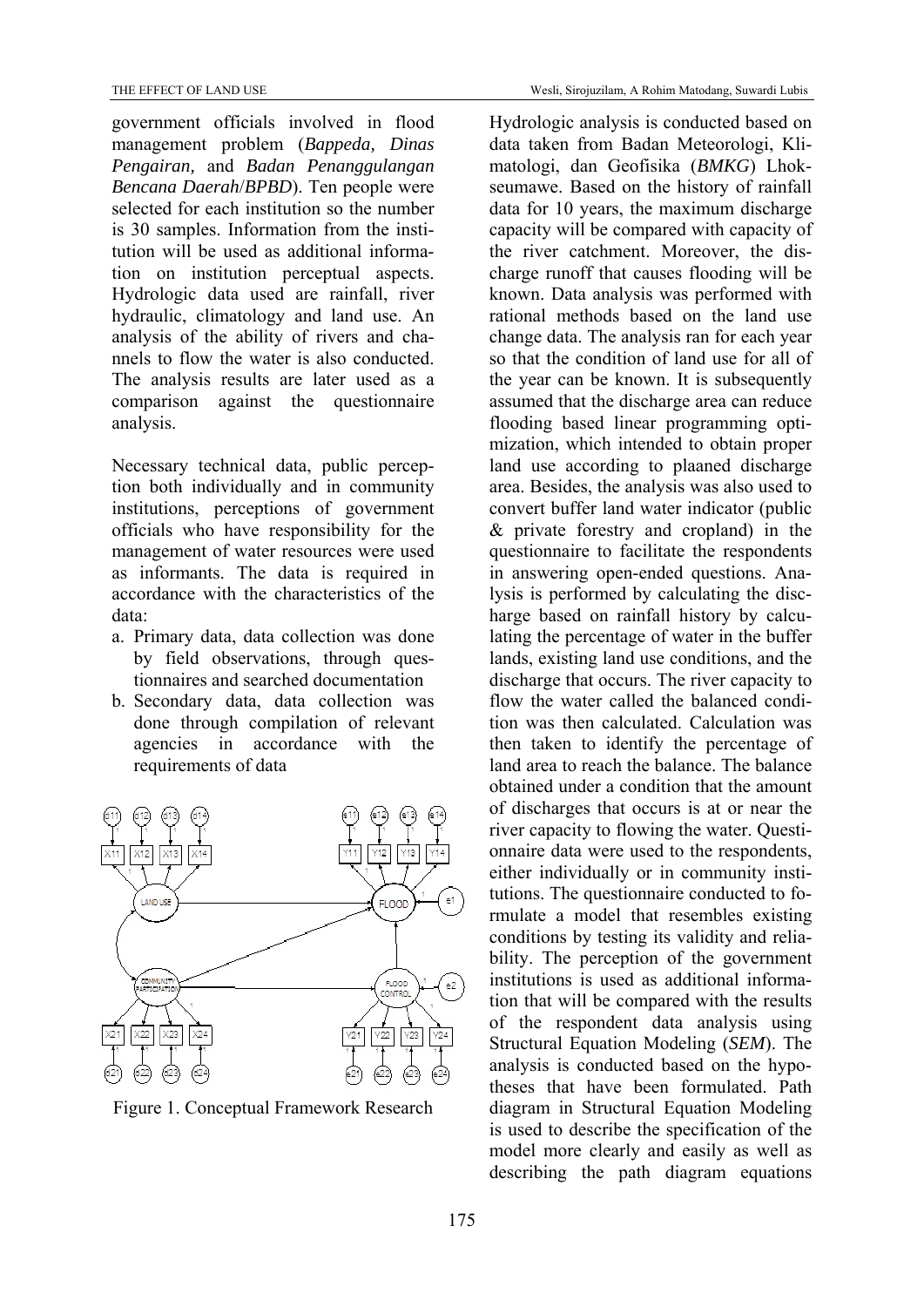government officials involved in flood management problem (*Bappeda, Dinas Pengairan,* and *Badan Penanggulangan Bencana Daerah*/*BPBD*). Ten people were selected for each institution so the number is 30 samples. Information from the institution will be used as additional information on institution perceptual aspects. Hydrologic data used are rainfall, river hydraulic, climatology and land use. An analysis of the ability of rivers and channels to flow the water is also conducted. The analysis results are later used as a comparison against the questionnaire analysis.

Necessary technical data, public perception both individually and in community institutions, perceptions of government officials who have responsibility for the management of water resources were used as informants. The data is required in accordance with the characteristics of the data:

a. Primary data, data collection was done by field observations, through questionnaires and searched documentation
b. Secondary data, data collection was done through compilation of relevant agencies in accordance with the requirements of data

Figure 1. Conceptual Framework Research

Hydrologic analysis is conducted based on data taken from Badan Meteorologi, Klimatologi, dan Geofisika (*BMKG*) Lhokseumawe. Based on the history of rainfall data for 10 years, the maximum discharge capacity will be compared with capacity of the river catchment. Moreover, the discharge runoff that causes flooding will be known. Data analysis was performed with rational methods based on the land use change data. The analysis ran for each year so that the condition of land use for all of the year can be known. It is subsequently assumed that the discharge area can reduce flooding based linear programming optimization, which intended to obtain proper land use according to plaaned discharge area. Besides, the analysis was also used to convert buffer land water indicator (public & private forestry and cropland) in the questionnaire to facilitate the respondents in answering open-ended questions. Analysis is performed by calculating the discharge based on rainfall history by calculating the percentage of water in the buffer lands, existing land use conditions, and the discharge that occurs. The river capacity to flow the water called the balanced condition was then calculated. Calculation was then taken to identify the percentage of land area to reach the balance. The balance obtained under a condition that the amount of discharges that occurs is at or near the river capacity to flowing the water. Questionnaire data were used to the respondents, either individually or in community institutions. The questionnaire conducted to formulate a model that resembles existing conditions by testing its validity and reliability. The perception of the government institutions is used as additional information that will be compared with the results of the respondent data analysis using Structural Equation Modeling (***SEM***). The analysis is conducted based on the hypotheses that have been formulated. Path diagram in Structural Equation Modeling is used to describe the specification of the model more clearly and easily as well as describing the path diagram equations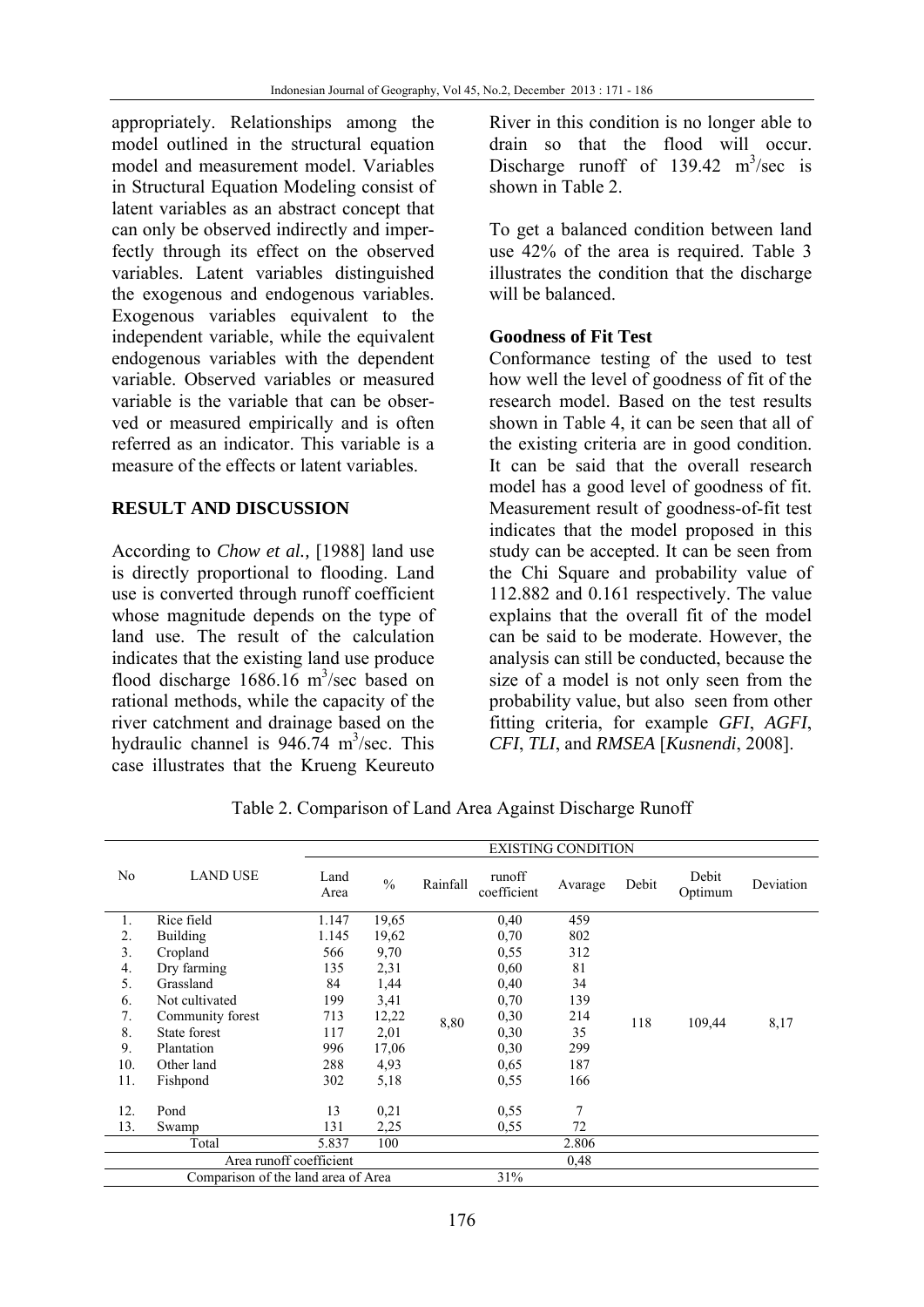appropriately. Relationships among the model outlined in the structural equation model and measurement model. Variables in Structural Equation Modeling consist of latent variables as an abstract concept that can only be observed indirectly and imperfectly through its effect on the observed variables. Latent variables distinguished the exogenous and endogenous variables. Exogenous variables equivalent to the independent variable, while the equivalent endogenous variables with the dependent variable. Observed variables or measured variable is the variable that can be observed or measured empirically and is often referred as an indicator. This variable is a measure of the effects or latent variables.

## RESULT AND DISCUSSION

According to *Chow et al.,* [1988] land use is directly proportional to flooding. Land use is converted through runoff coefficient whose magnitude depends on the type of land use. The result of the calculation indicates that the existing land use produce flood discharge 1686.16 $m^3$/sec based on rational methods, while the capacity of the river catchment and drainage based on the hydraulic channel is 946.74 $m^3$/sec. This case illustrates that the Krueng Keureuto River in this condition is no longer able to drain so that the flood will occur. Discharge runoff of 139.42 $m^3$/sec is shown in Table 2.

To get a balanced condition between land use 42% of the area is required. Table 3 illustrates the condition that the discharge will be balanced.

### Goodness of Fit Test

Conformance testing of the used to test how well the level of goodness of fit of the research model. Based on the test results shown in Table 4, it can be seen that all of the existing criteria are in good condition. It can be said that the overall research model has a good level of goodness of fit. Measurement result of goodness-of-fit test indicates that the model proposed in this study can be accepted. It can be seen from the Chi Square and probability value of 112.882 and 0.161 respectively. The value explains that the overall fit of the model can be said to be moderate. However, the analysis can still be conducted, because the size of a model is not only seen from the probability value, but also seen from other fitting criteria, for example *GFI*, *AGFI*, *CFI*, *TLI*, and *RMSEA* [*Kusnendi*, 2008].

Table 2. Comparison of Land Area Against Discharge Runoff

| No | LAND USE | EXISTING CONDITION | | | | | | | |
|---|---|---|---|---|---|---|---|---|---|
| | | Land Area | % | Rainfall | runoff coefficient | Avarage | Debit | Debit Optimum | Deviation |
| 1. | Rice field | 1.147 | 19,65 | 8,80 | 0,40 | 459 | 118 | 109,44 | 8,17 |
| 2. | Building | 1.145 | 19,62 | | 0,70 | 802 | | | |
| 3. | Cropland | 566 | 9,70 | | 0,55 | 312 | | | |
| 4. | Dry farming | 135 | 2,31 | | 0,60 | 81 | | | |
| 5. | Grassland | 84 | 1,44 | | 0,40 | 34 | | | |
| 6. | Not cultivated | 199 | 3,41 | | 0,70 | 139 | | | |
| 7. | Community forest | 713 | 12,22 | | 0,30 | 214 | | | |
| 8. | State forest | 117 | 2,01 | | 0,30 | 35 | | | |
| 9. | Plantation | 996 | 17,06 | | 0,30 | 299 | | | |
| 10. | Other land | 288 | 4,93 | | 0,65 | 187 | | | |
| 11. | Fishpond | 302 | 5,18 | | 0,55 | 166 | | | |
| 12. | Pond | 13 | 0,21 | | 0,55 | 7 | | | |
| 13. | Swamp | 131 | 2,25 | | 0,55 | 72 | | | |
| | Total | 5.837 | 100 | | | 2.806 | | | |
| | Area runoff coefficient | | | | | 0,48 | | | |
| | Comparison of the land area of Area | | | | 31% | | | | |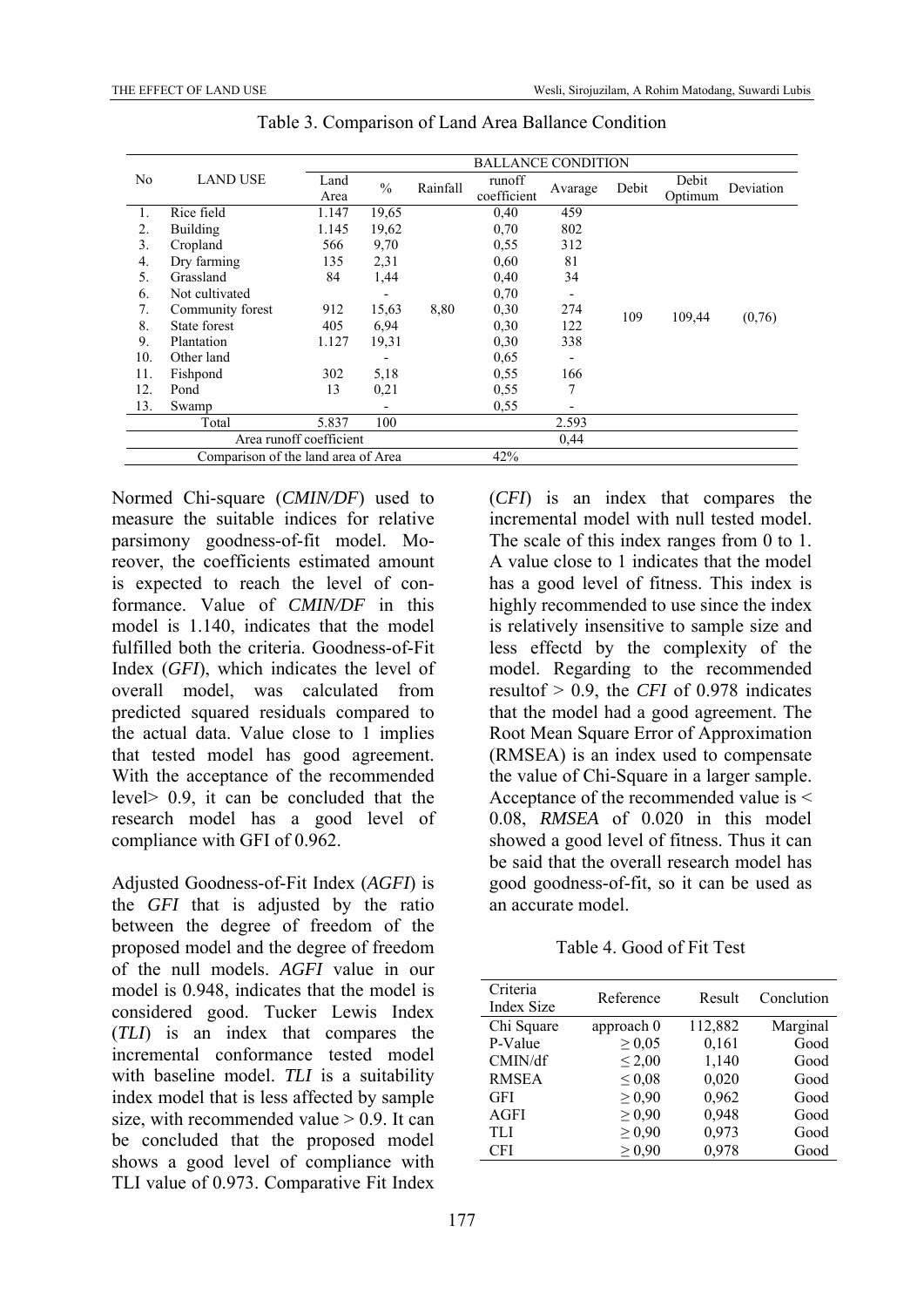Table 3. Comparison of Land Area Ballance Condition

| No | LAND USE | BALLANCE CONDITION | | | | | | | |
|---|---|---|---|---|---|---|---|---|---|
| | | Land Area | % | Rainfall | runoff coefficient | Avarage | Debit | Debit Optimum | Deviation |
| 1. | Rice field | 1.147 | 19,65 | 8,80 | 0,40 | 459 | 109 | 109,44 | (0,76) |
| 2. | Building | 1.145 | 19,62 | | 0,70 | 802 | | | |
| 3. | Cropland | 566 | 9,70 | | 0,55 | 312 | | | |
| 4. | Dry farming | 135 | 2,31 | | 0,60 | 81 | | | |
| 5. | Grassland | 84 | 1,44 | | 0,40 | 34 | | | |
| 6. | Not cultivated | | - | | 0,70 | - | | | |
| 7. | Community forest | 912 | 15,63 | | 0,30 | 274 | | | |
| 8. | State forest | 405 | 6,94 | | 0,30 | 122 | | | |
| 9. | Plantation | 1.127 | 19,31 | | 0,30 | 338 | | | |
| 10. | Other land | | - | | 0,65 | - | | | |
| 11. | Fishpond | 302 | 5,18 | | 0,55 | 166 | | | |
| 12. | Pond | 13 | 0,21 | | 0,55 | 7 | | | |
| 13. | Swamp | | - | | 0,55 | - | | | |
| | Total | 5.837 | 100 | | | 2.593 | | | |
| | Area runoff coefficient | | | | | 0,44 | | | |
| | Comparison of the land area of Area | | | | 42% | | | | |

Normed Chi-square (*CMIN/DF*) used to measure the suitable indices for relative parsimony goodness-of-fit model. Moreover, the coefficients estimated amount is expected to reach the level of conformance. Value of *CMIN/DF* in this model is 1.140, indicates that the model fulfilled both the criteria. Goodness-of-Fit Index (*GFI*), which indicates the level of overall model, was calculated from predicted squared residuals compared to the actual data. Value close to 1 implies that tested model has good agreement. With the acceptance of the recommended level> 0.9, it can be concluded that the research model has a good level of compliance with GFI of 0.962.

Adjusted Goodness-of-Fit Index (*AGFI*) is the *GFI* that is adjusted by the ratio between the degree of freedom of the proposed model and the degree of freedom of the null models. *AGFI* value in our model is 0.948, indicates that the model is considered good. Tucker Lewis Index (*TLI*) is an index that compares the incremental conformance tested model with baseline model. *TLI* is a suitability index model that is less affected by sample size, with recommended value > 0.9. It can be concluded that the proposed model shows a good level of compliance with TLI value of 0.973. Comparative Fit Index (*CFI*) is an index that compares the incremental model with null tested model. The scale of this index ranges from 0 to 1. A value close to 1 indicates that the model has a good level of fitness. This index is highly recommended to use since the index is relatively insensitive to sample size and less effectd by the complexity of the model. Regarding to the recommended resultof > 0.9, the *CFI* of 0.978 indicates that the model had a good agreement. The Root Mean Square Error of Approximation (RMSEA) is an index used to compensate the value of Chi-Square in a larger sample. Acceptance of the recommended value is < 0.08, *RMSEA* of 0.020 in this model showed a good level of fitness. Thus it can be said that the overall research model has good goodness-of-fit, so it can be used as an accurate model.

Table 4. Good of Fit Test

| Criteria Index Size | Reference | Result | Conclution |
|---|---|---|---|
| Chi Square | approach 0 | 112,882 | Marginal |
| P-Value | ≥ 0,05 | 0,161 | Good |
| CMIN/df | ≤ 2,00 | 1,140 | Good |
| RMSEA | ≤ 0,08 | 0,020 | Good |
| GFI | ≥ 0,90 | 0,962 | Good |
| AGFI | ≥ 0,90 | 0,948 | Good |
| TLI | ≥ 0,90 | 0,973 | Good |
| CFI | ≥ 0,90 | 0,978 | Good |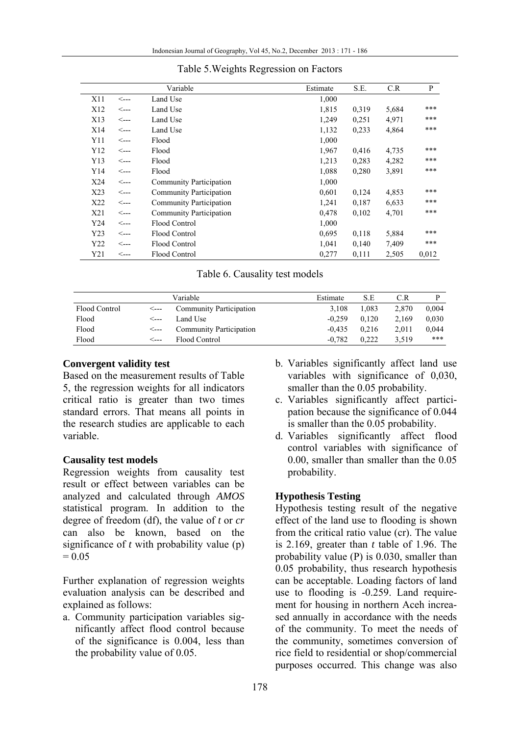Table 5.Weights Regression on Factors

| | | Variable | Estimate | S.E. | C.R | P |
|---|---|---|---|---|---|---|
| X11 | <--- | Land Use | 1,000 | | | |
| X12 | <--- | Land Use | 1,815 | 0,319 | 5,684 | *** |
| X13 | <--- | Land Use | 1,249 | 0,251 | 4,971 | *** |
| X14 | <--- | Land Use | 1,132 | 0,233 | 4,864 | *** |
| Y11 | <--- | Flood | 1,000 | | | |
| Y12 | <--- | Flood | 1,967 | 0,416 | 4,735 | *** |
| Y13 | <--- | Flood | 1,213 | 0,283 | 4,282 | *** |
| Y14 | <--- | Flood | 1,088 | 0,280 | 3,891 | *** |
| X24 | <--- | Community Participation | 1,000 | | | |
| X23 | <--- | Community Participation | 0,601 | 0,124 | 4,853 | *** |
| X22 | <--- | Community Participation | 1,241 | 0,187 | 6,633 | *** |
| X21 | <--- | Community Participation | 0,478 | 0,102 | 4,701 | *** |
| Y24 | <--- | Flood Control | 1,000 | | | |
| Y23 | <--- | Flood Control | 0,695 | 0,118 | 5,884 | *** |
| Y22 | <--- | Flood Control | 1,041 | 0,140 | 7,409 | *** |
| Y21 | <--- | Flood Control | 0,277 | 0,111 | 2,505 | 0,012 |

Table 6. Causality test models

| | | Variable | Estimate | S.E | C.R | P |
|---|---|---|---|---|---|---|
| Flood Control | <--- | Community Participation | 3,108 | 1,083 | 2,870 | 0,004 |
| Flood | <--- | Land Use | -0,259 | 0,120 | 2,169 | 0,030 |
| Flood | <--- | Community Participation | -0,435 | 0,216 | 2,011 | 0,044 |
| Flood | <--- | Flood Control | -0,782 | 0,222 | 3,519 | *** |

**Convergent validity test**

Based on the measurement results of Table 5, the regression weights for all indicators critical ratio is greater than two times standard errors. That means all points in the research studies are applicable to each variable.

**Causality test models**

Regression weights from causality test result or effect between variables can be analyzed and calculated through *AMOS* statistical program. In addition to the degree of freedom (df), the value of *t* or *cr* can also be known, based on the significance of *t* with probability value (p) = 0.05

Further explanation of regression weights evaluation analysis can be described and explained as follows:

a. Community participation variables significantly affect flood control because of the significance is 0.004, less than the probability value of 0.05.
b. Variables significantly affect land use variables with significance of 0,030, smaller than the 0.05 probability.
c. Variables significantly affect participation because the significance of 0.044 is smaller than the 0.05 probability.
d. Variables significantly affect flood control variables with significance of 0.00, smaller than smaller than the 0.05 probability.

**Hypothesis Testing**

Hypothesis testing result of the negative effect of the land use to flooding is shown from the critical ratio value (cr). The value is 2.169, greater than *t* table of 1.96. The probability value (P) is 0.030, smaller than 0.05 probability, thus research hypothesis can be acceptable. Loading factors of land use to flooding is -0.259. Land requirement for housing in northern Aceh increased annually in accordance with the needs of the community. To meet the needs of the community, sometimes conversion of rice field to residential or shop/commercial purposes occurred. This change was also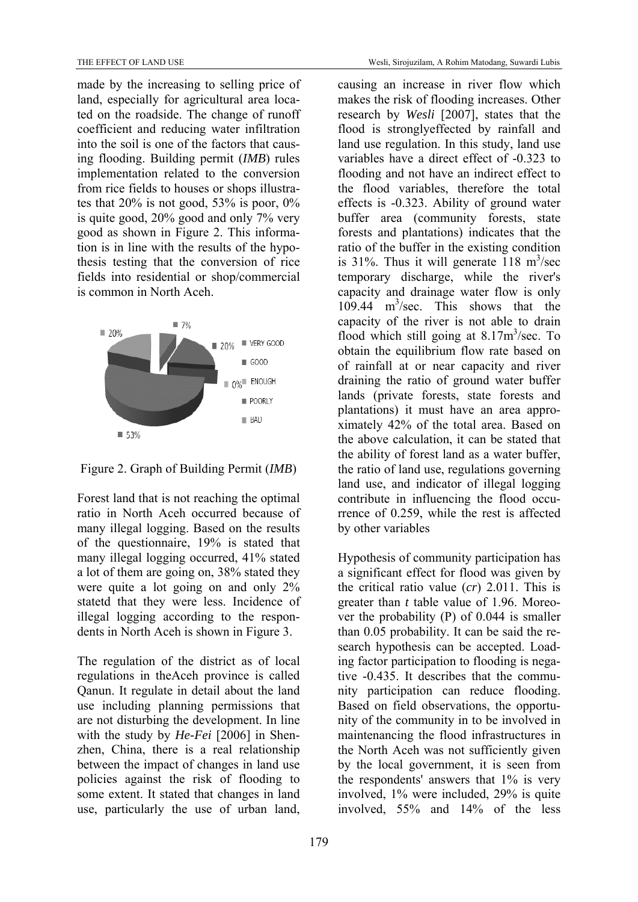made by the increasing to selling price of land, especially for agricultural area located on the roadside. The change of runoff coefficient and reducing water infiltration into the soil is one of the factors that causing flooding. Building permit (*IMB*) rules implementation related to the conversion from rice fields to houses or shops illustrates that 20% is not good, 53% is poor, 0% is quite good, 20% good and only 7% very good as shown in Figure 2. This information is in line with the results of the hypothesis testing that the conversion of rice fields into residential or shop/commercial is common in North Aceh.

Figure 2. Graph of Building Permit (*IMB*)

Forest land that is not reaching the optimal ratio in North Aceh occurred because of many illegal logging. Based on the results of the questionnaire, 19% is stated that many illegal logging occurred, 41% stated a lot of them are going on, 38% stated they were quite a lot going on and only 2% statetd that they were less. Incidence of illegal logging according to the respondents in North Aceh is shown in Figure 3.

The regulation of the district as of local regulations in theAceh province is called Qanun. It regulate in detail about the land use including planning permissions that are not disturbing the development. In line with the study by *He-Fei* [2006] in Shenzhen, China, there is a real relationship between the impact of changes in land use policies against the risk of flooding to some extent. It stated that changes in land use, particularly the use of urban land, causing an increase in river flow which makes the risk of flooding increases. Other research by *Wesli* [2007], states that the flood is stronglyeffected by rainfall and land use regulation. In this study, land use variables have a direct effect of -0.323 to flooding and not have an indirect effect to the flood variables, therefore the total effects is -0.323. Ability of ground water buffer area (community forests, state forests and plantations) indicates that the ratio of the buffer in the existing condition is 31%. Thus it will generate 118 $m^3$/sec temporary discharge, while the river's capacity and drainage water flow is only 109.44 $m^3$/sec. This shows that the capacity of the river is not able to drain flood which still going at 8.17$m^3$/sec. To obtain the equilibrium flow rate based on of rainfall at or near capacity and river draining the ratio of ground water buffer lands (private forests, state forests and plantations) it must have an area approximately 42% of the total area. Based on the above calculation, it can be stated that the ability of forest land as a water buffer, the ratio of land use, regulations governing land use, and indicator of illegal logging contribute in influencing the flood occurrence of 0.259, while the rest is affected by other variables

Hypothesis of community participation has a significant effect for flood was given by the critical ratio value (*cr*) 2.011. This is greater than *t* table value of 1.96. Moreover the probability (P) of 0.044 is smaller than 0.05 probability. It can be said the research hypothesis can be accepted. Loading factor participation to flooding is negative -0.435. It describes that the community participation can reduce flooding. Based on field observations, the opportunity of the community in to be involved in maintenancing the flood infrastructures in the North Aceh was not sufficiently given by the local government, it is seen from the respondents' answers that 1% is very involved, 1% were included, 29% is quite involved, 55% and 14% of the less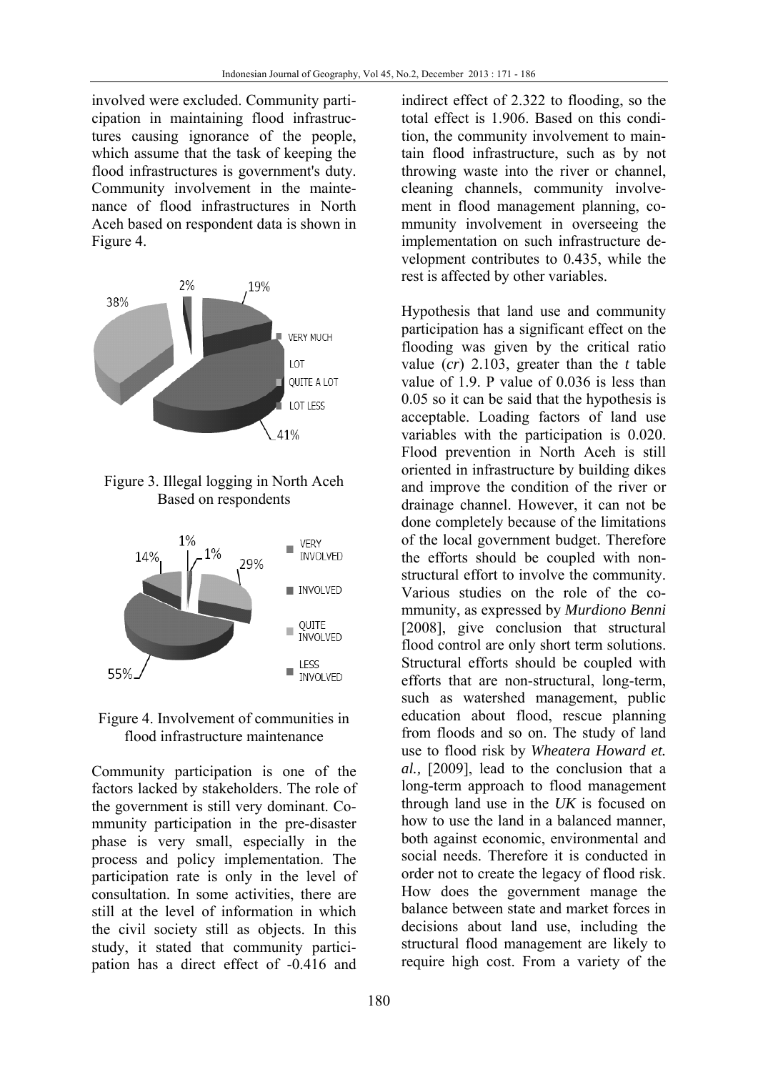involved were excluded. Community participation in maintaining flood infrastructures causing ignorance of the people, which assume that the task of keeping the flood infrastructures is government's duty. Community involvement in the maintenance of flood infrastructures in North Aceh based on respondent data is shown in Figure 4.

Figure 3. Illegal logging in North Aceh Based on respondents

Figure 4. Involvement of communities in flood infrastructure maintenance

Community participation is one of the factors lacked by stakeholders. The role of the government is still very dominant. Community participation in the pre-disaster phase is very small, especially in the process and policy implementation. The participation rate is only in the level of consultation. In some activities, there are still at the level of information in which the civil society still as objects. In this study, it stated that community participation has a direct effect of -0.416 and indirect effect of 2.322 to flooding, so the total effect is 1.906. Based on this condition, the community involvement to maintain flood infrastructure, such as by not throwing waste into the river or channel, cleaning channels, community involvement in flood management planning, community involvement in overseeing the implementation on such infrastructure development contributes to 0.435, while the rest is affected by other variables.

Hypothesis that land use and community participation has a significant effect on the flooding was given by the critical ratio value (*cr*) 2.103, greater than the *t* table value of 1.9. P value of 0.036 is less than 0.05 so it can be said that the hypothesis is acceptable. Loading factors of land use variables with the participation is 0.020. Flood prevention in North Aceh is still oriented in infrastructure by building dikes and improve the condition of the river or drainage channel. However, it can not be done completely because of the limitations of the local government budget. Therefore the efforts should be coupled with non-structural effort to involve the community. Various studies on the role of the community, as expressed by *Murdiono Benni* [2008], give conclusion that structural flood control are only short term solutions. Structural efforts should be coupled with efforts that are non-structural, long-term, such as watershed management, public education about flood, rescue planning from floods and so on. The study of land use to flood risk by *Wheatera Howard et. al.,* [2009], lead to the conclusion that a long-term approach to flood management through land use in the *UK* is focused on how to use the land in a balanced manner, both against economic, environmental and social needs. Therefore it is conducted in order not to create the legacy of flood risk. How does the government manage the balance between state and market forces in decisions about land use, including the structural flood management are likely to require high cost. From a variety of the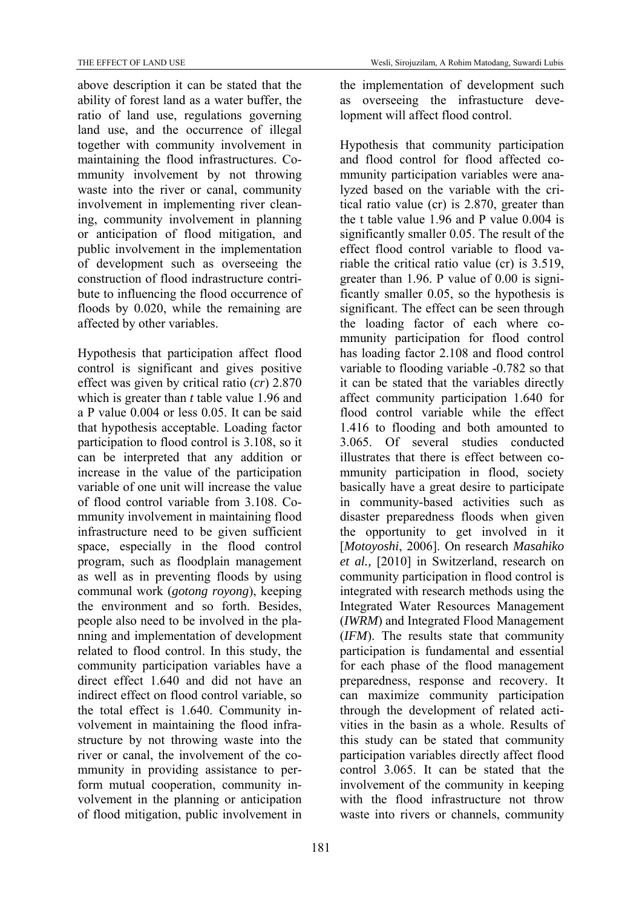above description it can be stated that the ability of forest land as a water buffer, the ratio of land use, regulations governing land use, and the occurrence of illegal together with community involvement in maintaining the flood infrastructures. Community involvement by not throwing waste into the river or canal, community involvement in implementing river cleaning, community involvement in planning or anticipation of flood mitigation, and public involvement in the implementation of development such as overseeing the construction of flood indrastructure contribute to influencing the flood occurrence of floods by 0.020, while the remaining are affected by other variables.

Hypothesis that participation affect flood control is significant and gives positive effect was given by critical ratio (*cr*) 2.870 which is greater than *t* table value 1.96 and a P value 0.004 or less 0.05. It can be said that hypothesis acceptable. Loading factor participation to flood control is 3.108, so it can be interpreted that any addition or increase in the value of the participation variable of one unit will increase the value of flood control variable from 3.108. Community involvement in maintaining flood infrastructure need to be given sufficient space, especially in the flood control program, such as floodplain management as well as in preventing floods by using communal work (*gotong royong*), keeping the environment and so forth. Besides, people also need to be involved in the planning and implementation of development related to flood control. In this study, the community participation variables have a direct effect 1.640 and did not have an indirect effect on flood control variable, so the total effect is 1.640. Community involvement in maintaining the flood infrastructure by not throwing waste into the river or canal, the involvement of the community in providing assistance to perform mutual cooperation, community involvement in the planning or anticipation of flood mitigation, public involvement in the implementation of development such as overseeing the infrastucture development will affect flood control.

Hypothesis that community participation and flood control for flood affected community participation variables were analyzed based on the variable with the critical ratio value (cr) is 2.870, greater than the t table value 1.96 and P value 0.004 is significantly smaller 0.05. The result of the effect flood control variable to flood variable the critical ratio value (cr) is 3.519, greater than 1.96. P value of 0.00 is significantly smaller 0.05, so the hypothesis is significant. The effect can be seen through the loading factor of each where community participation for flood control has loading factor 2.108 and flood control variable to flooding variable -0.782 so that it can be stated that the variables directly affect community participation 1.640 for flood control variable while the effect 1.416 to flooding and both amounted to 3.065. Of several studies conducted illustrates that there is effect between community participation in flood, society basically have a great desire to participate in community-based activities such as disaster preparedness floods when given the opportunity to get involved in it [*Motoyoshi*, 2006]. On research *Masahiko et al.,* [2010] in Switzerland, research on community participation in flood control is integrated with research methods using the Integrated Water Resources Management (*IWRM*) and Integrated Flood Management (*IFM*). The results state that community participation is fundamental and essential for each phase of the flood management preparedness, response and recovery. It can maximize community participation through the development of related activities in the basin as a whole. Results of this study can be stated that community participation variables directly affect flood control 3.065. It can be stated that the involvement of the community in keeping with the flood infrastructure not throw waste into rivers or channels, community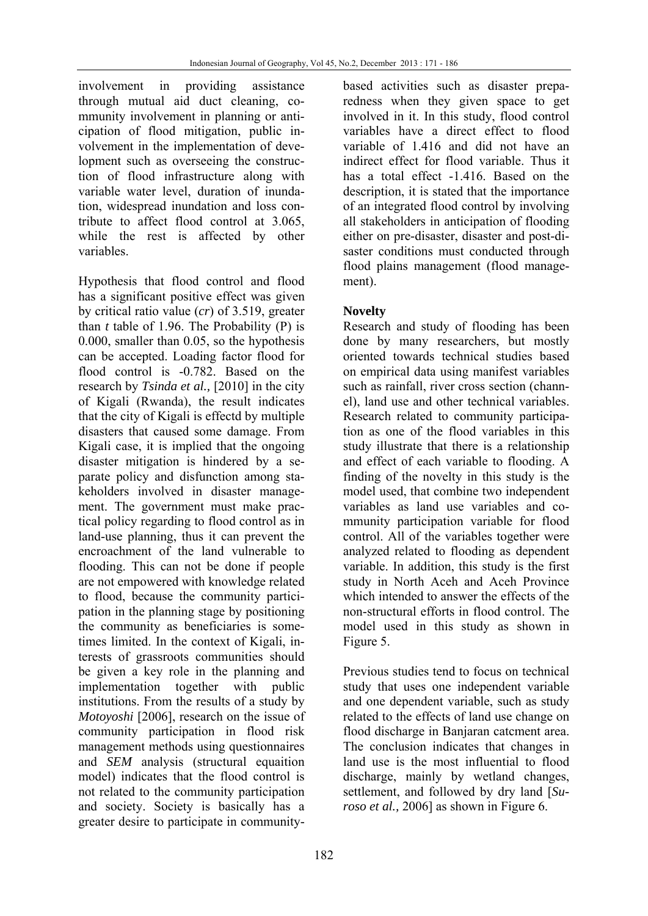involvement in providing assistance through mutual aid duct cleaning, community involvement in planning or anticipation of flood mitigation, public involvement in the implementation of development such as overseeing the construction of flood infrastructure along with variable water level, duration of inundation, widespread inundation and loss contribute to affect flood control at 3.065, while the rest is affected by other variables.

Hypothesis that flood control and flood has a significant positive effect was given by critical ratio value (*cr*) of 3.519, greater than *t* table of 1.96. The Probability (P) is 0.000, smaller than 0.05, so the hypothesis can be accepted. Loading factor flood for flood control is -0.782. Based on the research by *Tsinda et al.,* [2010] in the city of Kigali (Rwanda), the result indicates that the city of Kigali is effectd by multiple disasters that caused some damage. From Kigali case, it is implied that the ongoing disaster mitigation is hindered by a separate policy and disfunction among stakeholders involved in disaster management. The government must make practical policy regarding to flood control as in land-use planning, thus it can prevent the encroachment of the land vulnerable to flooding. This can not be done if people are not empowered with knowledge related to flood, because the community participation in the planning stage by positioning the community as beneficiaries is sometimes limited. In the context of Kigali, interests of grassroots communities should be given a key role in the planning and implementation together with public institutions. From the results of a study by *Motoyoshi* [2006], research on the issue of community participation in flood risk management methods using questionnaires and *SEM* analysis (structural equaition model) indicates that the flood control is not related to the community participation and society. Society is basically has a greater desire to participate in community-based activities such as disaster preparedness when they given space to get involved in it. In this study, flood control variables have a direct effect to flood variable of 1.416 and did not have an indirect effect for flood variable. Thus it has a total effect -1.416. Based on the description, it is stated that the importance of an integrated flood control by involving all stakeholders in anticipation of flooding either on pre-disaster, disaster and post-disaster conditions must conducted through flood plains management (flood management).

**Novelty**

Research and study of flooding has been done by many researchers, but mostly oriented towards technical studies based on empirical data using manifest variables such as rainfall, river cross section (channel), land use and other technical variables. Research related to community participation as one of the flood variables in this study illustrate that there is a relationship and effect of each variable to flooding. A finding of the novelty in this study is the model used, that combine two independent variables as land use variables and community participation variable for flood control. All of the variables together were analyzed related to flooding as dependent variable. In addition, this study is the first study in North Aceh and Aceh Province which intended to answer the effects of the non-structural efforts in flood control. The model used in this study as shown in Figure 5.

Previous studies tend to focus on technical study that uses one independent variable and one dependent variable, such as study related to the effects of land use change on flood discharge in Banjaran catcment area. The conclusion indicates that changes in land use is the most influential to flood discharge, mainly by wetland changes, settlement, and followed by dry land [*Suroso et al.,* 2006] as shown in Figure 6.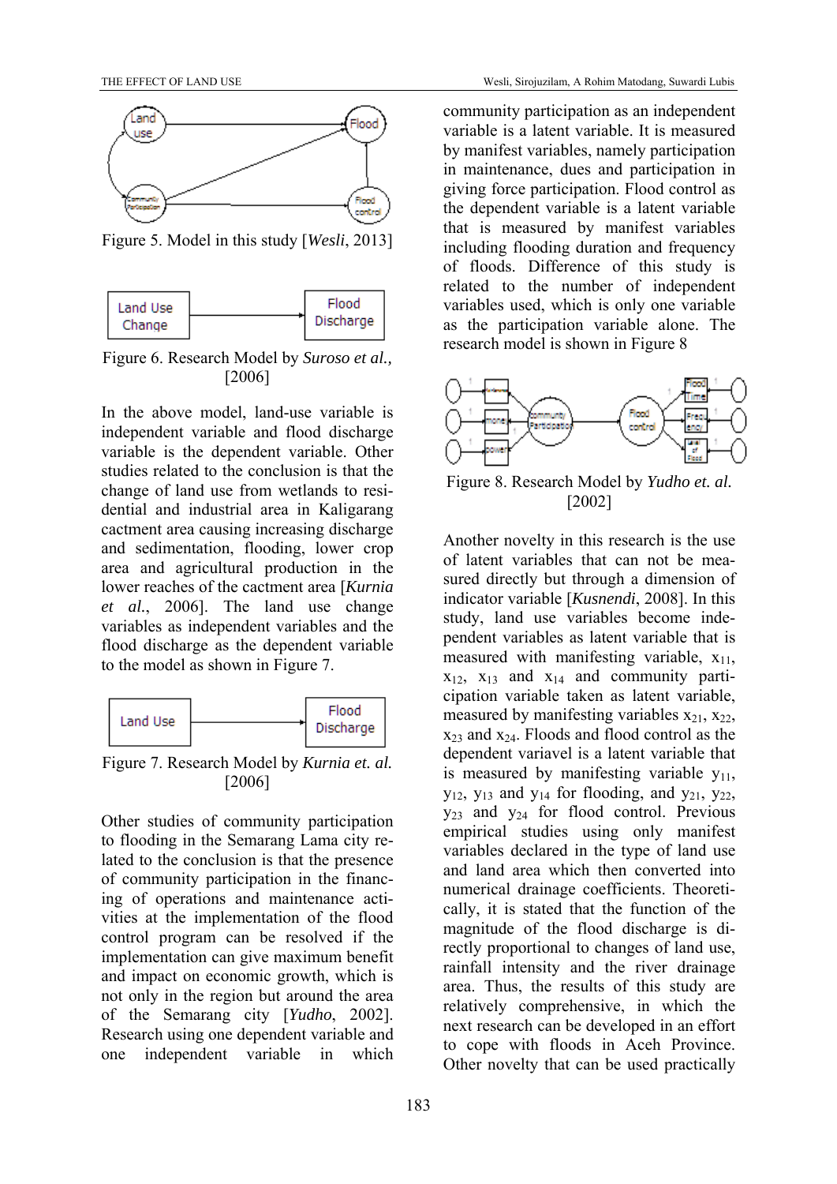Figure 5. Model in this study [*Wesli*, 2013]

Figure 6. Research Model by *Suroso et al.,* [2006]

In the above model, land-use variable is independent variable and flood discharge variable is the dependent variable. Other studies related to the conclusion is that the change of land use from wetlands to residential and industrial area in Kaligarang cactment area causing increasing discharge and sedimentation, flooding, lower crop area and agricultural production in the lower reaches of the cactment area [*Kurnia et al.*, 2006]. The land use change variables as independent variables and the flood discharge as the dependent variable to the model as shown in Figure 7.

Figure 7. Research Model by *Kurnia et. al.* [2006]

Other studies of community participation to flooding in the Semarang Lama city related to the conclusion is that the presence of community participation in the financing of operations and maintenance activities at the implementation of the flood control program can be resolved if the implementation can give maximum benefit and impact on economic growth, which is not only in the region but around the area of the Semarang city [*Yudho*, 2002]. Research using one dependent variable and one independent variable in which community participation as an independent variable is a latent variable. It is measured by manifest variables, namely participation in maintenance, dues and participation in giving force participation. Flood control as the dependent variable is a latent variable that is measured by manifest variables including flooding duration and frequency of floods. Difference of this study is related to the number of independent variables used, which is only one variable as the participation variable alone. The research model is shown in Figure 8

Figure 8. Research Model by *Yudho et. al.* [2002]

Another novelty in this research is the use of latent variables that can not be measured directly but through a dimension of indicator variable [*Kusnendi*, 2008]. In this study, land use variables become independent variables as latent variable that is measured with manifesting variable, $x_{11}$, $x_{12}$, $x_{13}$ and $x_{14}$ and community participation variable taken as latent variable, measured by manifesting variables $x_{21}$, $x_{22}$, $x_{23}$ and $x_{24}$. Floods and flood control as the dependent variavel is a latent variable that is measured by manifesting variable $y_{11}$, $y_{12}$, $y_{13}$ and $y_{14}$ for flooding, and $y_{21}$, $y_{22}$, $y_{23}$ and $y_{24}$ for flood control. Previous empirical studies using only manifest variables declared in the type of land use and land area which then converted into numerical drainage coefficients. Theoretically, it is stated that the function of the magnitude of the flood discharge is directly proportional to changes of land use, rainfall intensity and the river drainage area. Thus, the results of this study are relatively comprehensive, in which the next research can be developed in an effort to cope with floods in Aceh Province. Other novelty that can be used practically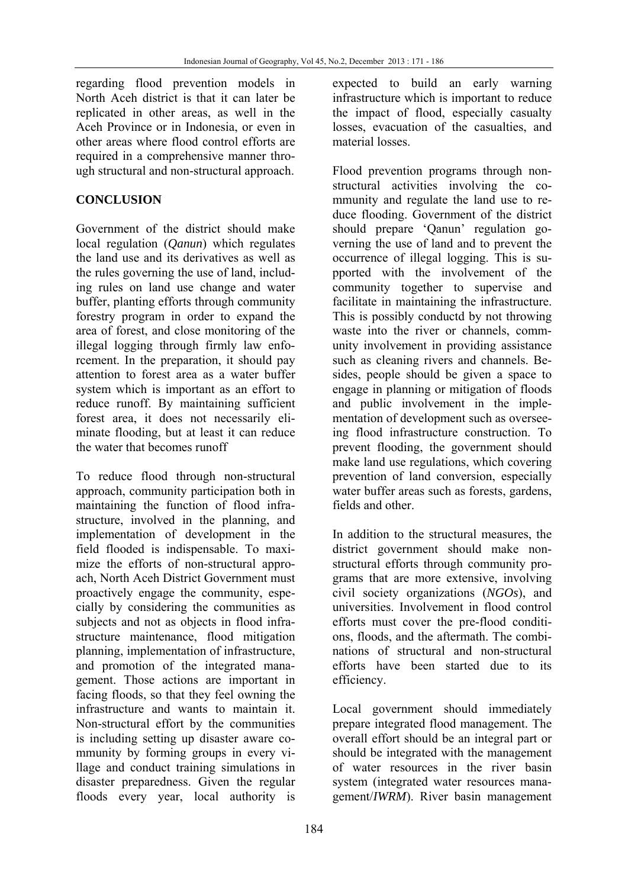regarding flood prevention models in North Aceh district is that it can later be replicated in other areas, as well in the Aceh Province or in Indonesia, or even in other areas where flood control efforts are required in a comprehensive manner through structural and non-structural approach.

## CONCLUSION

Government of the district should make local regulation (*Qanun*) which regulates the land use and its derivatives as well as the rules governing the use of land, including rules on land use change and water buffer, planting efforts through community forestry program in order to expand the area of forest, and close monitoring of the illegal logging through firmly law enforcement. In the preparation, it should pay attention to forest area as a water buffer system which is important as an effort to reduce runoff. By maintaining sufficient forest area, it does not necessarily eliminate flooding, but at least it can reduce the water that becomes runoff

To reduce flood through non-structural approach, community participation both in maintaining the function of flood infrastructure, involved in the planning, and implementation of development in the field flooded is indispensable. To maximize the efforts of non-structural approach, North Aceh District Government must proactively engage the community, especially by considering the communities as subjects and not as objects in flood infrastructure maintenance, flood mitigation planning, implementation of infrastructure, and promotion of the integrated management. Those actions are important in facing floods, so that they feel owning the infrastructure and wants to maintain it. Non-structural effort by the communities is including setting up disaster aware community by forming groups in every village and conduct training simulations in disaster preparedness. Given the regular floods every year, local authority is expected to build an early warning infrastructure which is important to reduce the impact of flood, especially casualty losses, evacuation of the casualties, and material losses.

Flood prevention programs through non-structural activities involving the community and regulate the land use to reduce flooding. Government of the district should prepare 'Qanun' regulation governing the use of land and to prevent the occurrence of illegal logging. This is supported with the involvement of the community together to supervise and facilitate in maintaining the infrastructure. This is possibly conductd by not throwing waste into the river or channels, community involvement in providing assistance such as cleaning rivers and channels. Besides, people should be given a space to engage in planning or mitigation of floods and public involvement in the implementation of development such as overseeing flood infrastructure construction. To prevent flooding, the government should make land use regulations, which covering prevention of land conversion, especially water buffer areas such as forests, gardens, fields and other.

In addition to the structural measures, the district government should make non-structural efforts through community programs that are more extensive, involving civil society organizations (*NGOs*), and universities. Involvement in flood control efforts must cover the pre-flood conditions, floods, and the aftermath. The combinations of structural and non-structural efforts have been started due to its efficiency.

Local government should immediately prepare integrated flood management. The overall effort should be an integral part or should be integrated with the management of water resources in the river basin system (integrated water resources management/*IWRM*). River basin management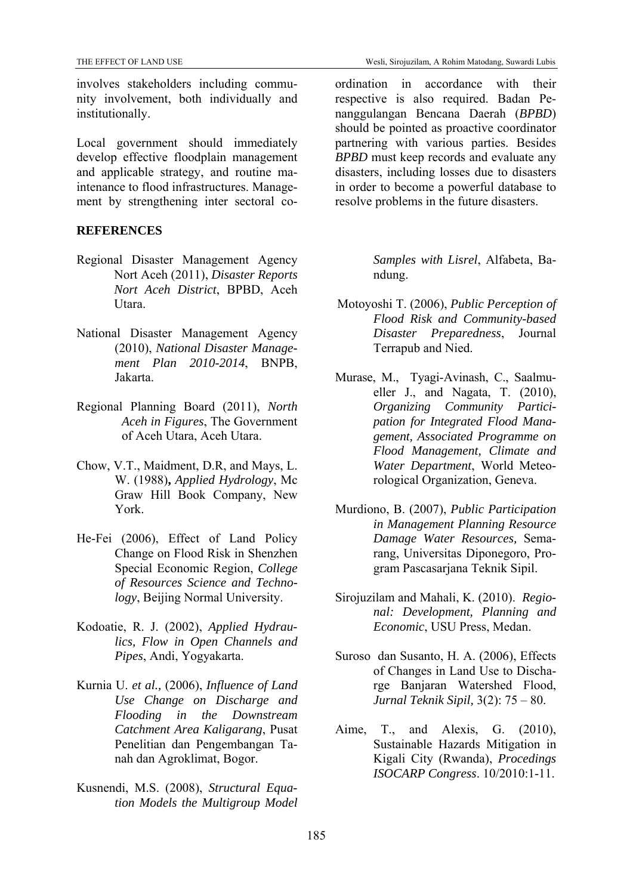involves stakeholders including community involvement, both individually and institutionally.

Local government should immediately develop effective floodplain management and applicable strategy, and routine maintenance to flood infrastructures. Management by strengthening inter sectoral coordination in accordance with their respective is also required. Badan Penanggulangan Bencana Daerah (*BPBD*) should be pointed as proactive coordinator partnering with various parties. Besides *BPBD* must keep records and evaluate any disasters, including losses due to disasters in order to become a powerful database to resolve problems in the future disasters.

## REFERENCES

Regional Disaster Management Agency Nort Aceh (2011), *Disaster Reports Nort Aceh District*, BPBD, Aceh Utara.

National Disaster Management Agency (2010), *National Disaster Management Plan 2010-2014*, BNPB, Jakarta.

Regional Planning Board (2011), *North Aceh in Figures*, The Government of Aceh Utara, Aceh Utara.

Chow, V.T., Maidment, D.R, and Mays, L. W. (1988)**,** *Applied Hydrology*, Mc Graw Hill Book Company, New York.

He-Fei (2006), Effect of Land Policy Change on Flood Risk in Shenzhen Special Economic Region, *College of Resources Science and Technology*, Beijing Normal University.

Kodoatie, R. J. (2002), *Applied Hydraulics, Flow in Open Channels and Pipes*, Andi, Yogyakarta.

Kurnia U. *et al.,* (2006), *Influence of Land Use Change on Discharge and Flooding in the Downstream Catchment Area Kaligarang*, Pusat Penelitian dan Pengembangan Tanah dan Agroklimat, Bogor.

Kusnendi, M.S. (2008), *Structural Equation Models the Multigroup Model Samples with Lisrel*, Alfabeta, Bandung.

Motoyoshi T. (2006), *Public Perception of Flood Risk and Community-based Disaster Preparedness*, Journal Terrapub and Nied.

Murase, M., Tyagi-Avinash, C., Saalmueller J., and Nagata, T. (2010), *Organizing Community Participation for Integrated Flood Management, Associated Programme on Flood Management, Climate and Water Department*, World Meteorological Organization, Geneva.

Murdiono, B. (2007), *Public Participation in Management Planning Resource Damage Water Resources,* Semarang, Universitas Diponegoro, Program Pascasarjana Teknik Sipil.

Sirojuzilam and Mahali, K. (2010). *Regional: Development, Planning and Economic*, USU Press, Medan.

Suroso dan Susanto, H. A. (2006), Effects of Changes in Land Use to Discharge Banjaran Watershed Flood, *Jurnal Teknik Sipil,* 3(2): 75 – 80.

Aime, T., and Alexis, G. (2010), Sustainable Hazards Mitigation in Kigali City (Rwanda), *Procedings ISOCARP Congress*. 10/2010:1-11.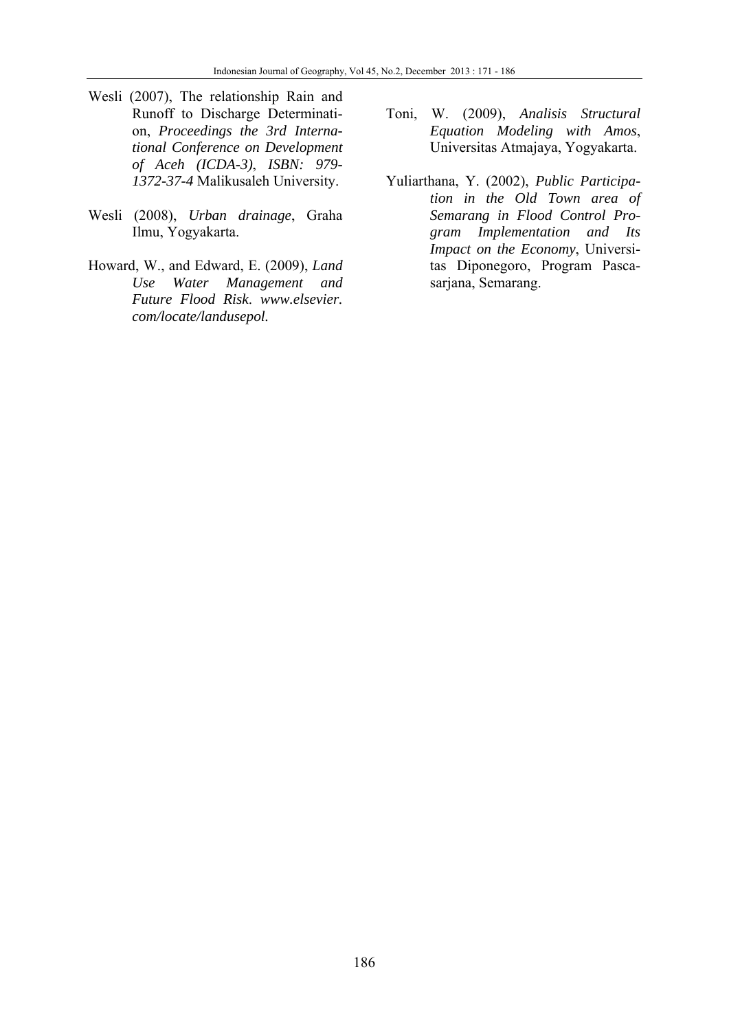Wesli (2007), The relationship Rain and Runoff to Discharge Determination, *Proceedings the 3rd International Conference on Development of Aceh (ICDA-3)*, *ISBN: 979-1372-37-4* Malikusaleh University.

Wesli (2008), *Urban drainage*, Graha Ilmu, Yogyakarta.

Howard, W., and Edward, E. (2009), *Land Use Water Management and Future Flood Risk. www.elsevier.com/locate/landusepol.*

Toni, W. (2009), *Analisis Structural Equation Modeling with Amos*, Universitas Atmajaya, Yogyakarta.

Yuliarthana, Y. (2002), *Public Participation in the Old Town area of Semarang in Flood Control Program Implementation and Its Impact on the Economy*, Universitas Diponegoro, Program Pascasarjana, Semarang.